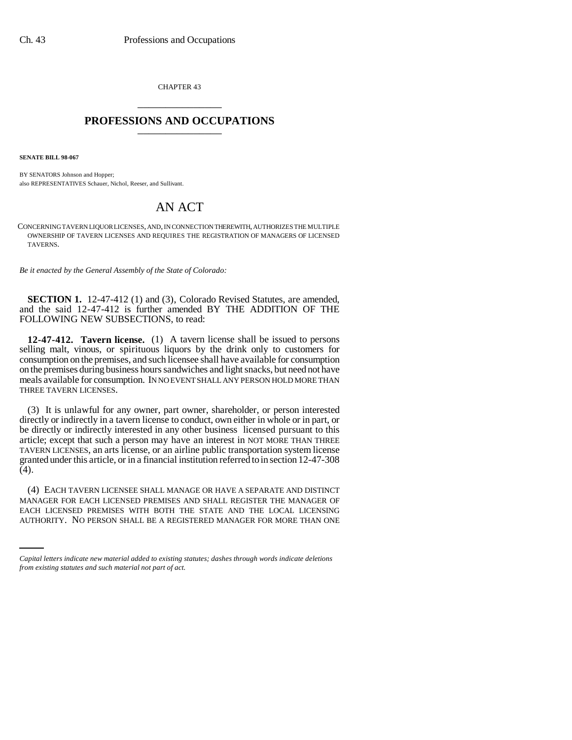CHAPTER 43

# PROFESSIONS AND OCCUPATIONS

**SENATE BILL 98-067**

BY SENATORS Johnson and Hopper;
also REPRESENTATIVES Schauer, Nichol, Reeser, and Sullivant.

# AN ACT

CONCERNING TAVERN LIQUOR LICENSES, AND, IN CONNECTION THEREWITH, AUTHORIZES THE MULTIPLE OWNERSHIP OF TAVERN LICENSES AND REQUIRES THE REGISTRATION OF MANAGERS OF LICENSED TAVERNS.

*Be it enacted by the General Assembly of the State of Colorado:*

**SECTION 1.** 12-47-412 (1) and (3), Colorado Revised Statutes, are amended, and the said 12-47-412 is further amended BY THE ADDITION OF THE FOLLOWING NEW SUBSECTIONS, to read:

**12-47-412. Tavern license.** (1) A tavern license shall be issued to persons selling malt, vinous, or spirituous liquors by the drink only to customers for consumption on the premises, and such licensee shall have available for consumption on the premises during business hours sandwiches and light snacks, but need not have meals available for consumption. IN NO EVENT SHALL ANY PERSON HOLD MORE THAN THREE TAVERN LICENSES.

(3) It is unlawful for any owner, part owner, shareholder, or person interested directly or indirectly in a tavern license to conduct, own either in whole or in part, or be directly or indirectly interested in any other business licensed pursuant to this article; except that such a person may have an interest in NOT MORE THAN THREE TAVERN LICENSES, an arts license, or an airline public transportation system license granted under this article, or in a financial institution referred to in section 12-47-308 (4).

(4) EACH TAVERN LICENSEE SHALL MANAGE OR HAVE A SEPARATE AND DISTINCT MANAGER FOR EACH LICENSED PREMISES AND SHALL REGISTER THE MANAGER OF EACH LICENSED PREMISES WITH BOTH THE STATE AND THE LOCAL LICENSING AUTHORITY. NO PERSON SHALL BE A REGISTERED MANAGER FOR MORE THAN ONE

*Capital letters indicate new material added to existing statutes; dashes through words indicate deletions from existing statutes and such material not part of act.*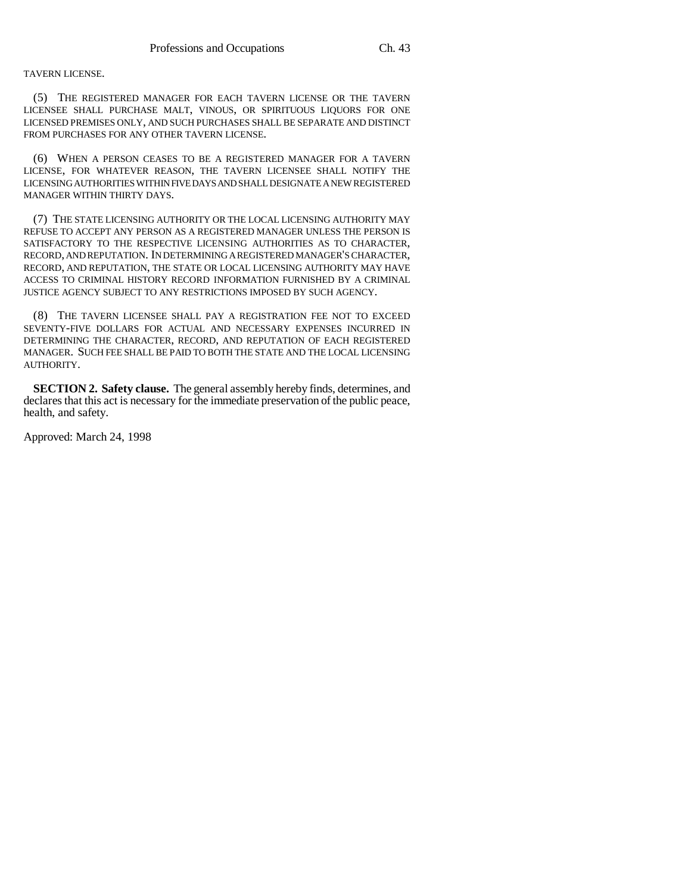TAVERN LICENSE.

(5) THE REGISTERED MANAGER FOR EACH TAVERN LICENSE OR THE TAVERN LICENSEE SHALL PURCHASE MALT, VINOUS, OR SPIRITUOUS LIQUORS FOR ONE LICENSED PREMISES ONLY, AND SUCH PURCHASES SHALL BE SEPARATE AND DISTINCT FROM PURCHASES FOR ANY OTHER TAVERN LICENSE.

(6) WHEN A PERSON CEASES TO BE A REGISTERED MANAGER FOR A TAVERN LICENSE, FOR WHATEVER REASON, THE TAVERN LICENSEE SHALL NOTIFY THE LICENSING AUTHORITIES WITHIN FIVE DAYS AND SHALL DESIGNATE A NEW REGISTERED MANAGER WITHIN THIRTY DAYS.

(7) THE STATE LICENSING AUTHORITY OR THE LOCAL LICENSING AUTHORITY MAY REFUSE TO ACCEPT ANY PERSON AS A REGISTERED MANAGER UNLESS THE PERSON IS SATISFACTORY TO THE RESPECTIVE LICENSING AUTHORITIES AS TO CHARACTER, RECORD, AND REPUTATION. IN DETERMINING A REGISTERED MANAGER'S CHARACTER, RECORD, AND REPUTATION, THE STATE OR LOCAL LICENSING AUTHORITY MAY HAVE ACCESS TO CRIMINAL HISTORY RECORD INFORMATION FURNISHED BY A CRIMINAL JUSTICE AGENCY SUBJECT TO ANY RESTRICTIONS IMPOSED BY SUCH AGENCY.

(8) THE TAVERN LICENSEE SHALL PAY A REGISTRATION FEE NOT TO EXCEED SEVENTY-FIVE DOLLARS FOR ACTUAL AND NECESSARY EXPENSES INCURRED IN DETERMINING THE CHARACTER, RECORD, AND REPUTATION OF EACH REGISTERED MANAGER. SUCH FEE SHALL BE PAID TO BOTH THE STATE AND THE LOCAL LICENSING AUTHORITY.

**SECTION 2. Safety clause.** The general assembly hereby finds, determines, and declares that this act is necessary for the immediate preservation of the public peace, health, and safety.

Approved: March 24, 1998